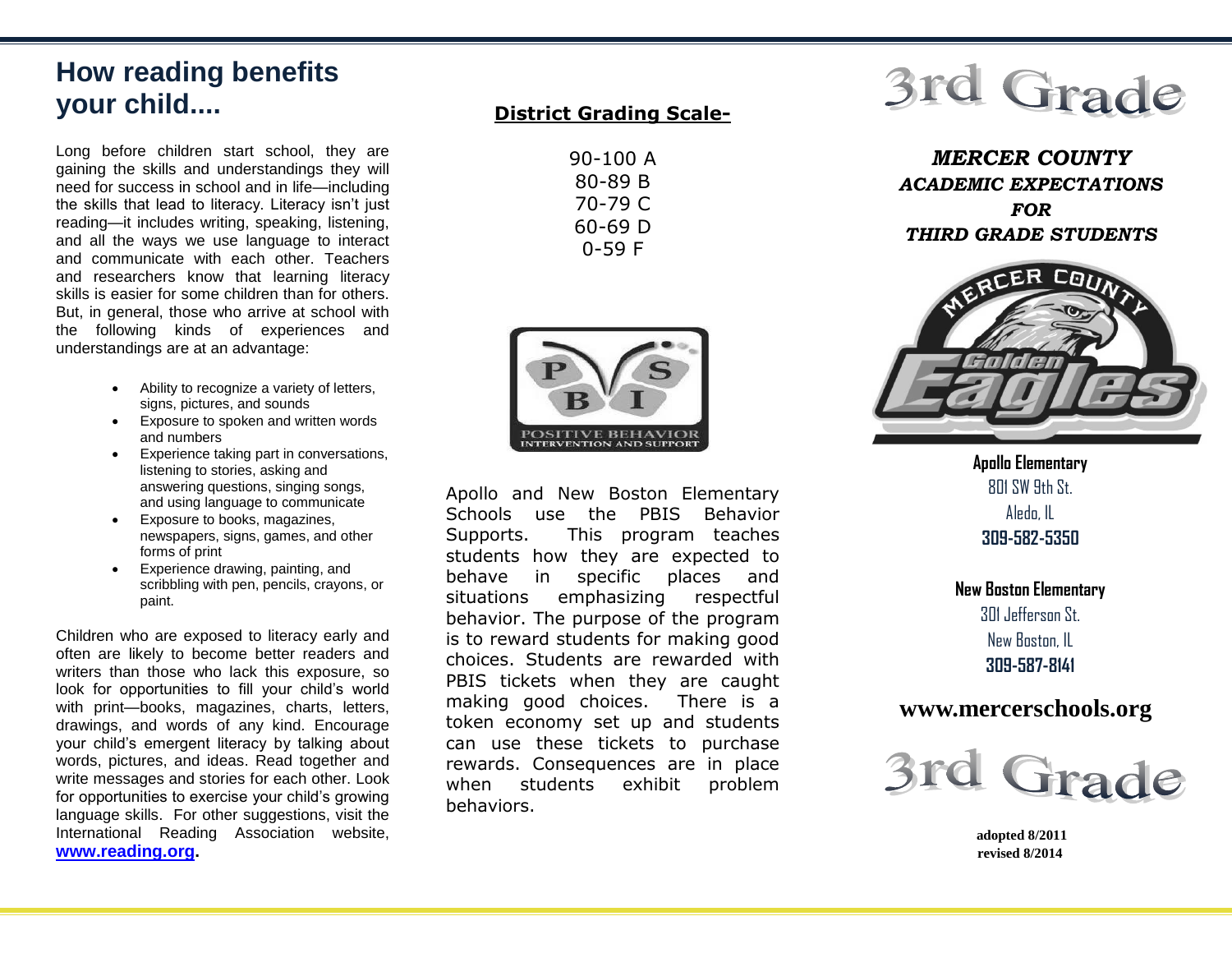# How reading benefits your child....

Long before children start school, they are gaining the skills and understandings they will need for success in school and in life—including the skills that lead to literacy. Literacy isn't just reading—it includes writing, speaking, listening, and all the ways we use language to interact and communicate with each other. Teachers and researchers know that learning literacy skills is easier for some children than for others. But, in general, those who arrive at school with the following kinds of experiences and understandings are at an advantage:

- Ability to recognize a variety of letters, signs, pictures, and sounds
- Exposure to spoken and written words and numbers
- Experience taking part in conversations, listening to stories, asking and answering questions, singing songs, and using language to communicate
- Exposure to books, magazines, newspapers, signs, games, and other forms of print
- Experience drawing, painting, and scribbling with pen, pencils, crayons, or paint.

Children who are exposed to literacy early and often are likely to become better readers and writers than those who lack this exposure, so look for opportunities to fill your child's world with print—books, magazines, charts, letters, drawings, and words of any kind. Encourage your child's emergent literacy by talking about words, pictures, and ideas. Read together and write messages and stories for each other. Look for opportunities to exercise your child's growing language skills. For other suggestions, visit the International Reading Association website, **www.reading.org.**

## District Grading Scale-

90-100 A
80-89 B
70-79 C
60-69 D
0-59 F

PBIS
POSITIVE BEHAVIOR INTERVENTION AND SUPPORT

Apollo and New Boston Elementary Schools use the PBIS Behavior Supports. This program teaches students how they are expected to behave in specific places and situations emphasizing respectful behavior. The purpose of the program is to reward students for making good choices. Students are rewarded with PBIS tickets when they are caught making good choices. There is a token economy set up and students can use these tickets to purchase rewards. Consequences are in place when students exhibit problem behaviors.

# 3rd Grade

***MERCER COUNTY***
***ACADEMIC EXPECTATIONS***
***FOR***
***THIRD GRADE STUDENTS***

MERCER COUNTY Golden Eagles

**Apollo Elementary**
801 SW 9th St.
Aledo, IL
**309-582-5350**

**New Boston Elementary**
301 Jefferson St.
New Boston, IL
**309-587-8141**

**www.mercerschools.org**

# 3rd Grade

**adopted 8/2011**
**revised 8/2014**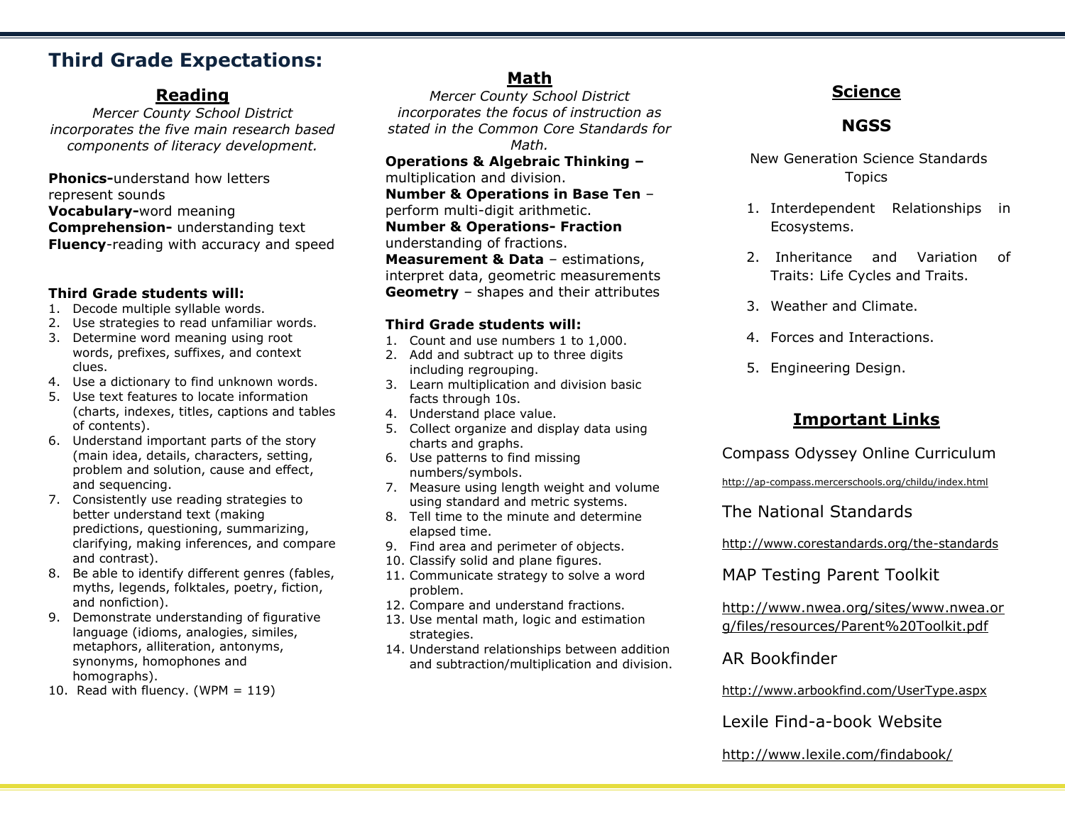# Third Grade Expectations:

## Reading

*Mercer County School District incorporates the five main research based components of literacy development.*

**Phonics-**understand how letters represent sounds
**Vocabulary-**word meaning
**Comprehension-** understanding text
**Fluency**-reading with accuracy and speed

**Third Grade students will:**

1. Decode multiple syllable words.
2. Use strategies to read unfamiliar words.
3. Determine word meaning using root words, prefixes, suffixes, and context clues.
4. Use a dictionary to find unknown words.
5. Use text features to locate information (charts, indexes, titles, captions and tables of contents).
6. Understand important parts of the story (main idea, details, characters, setting, problem and solution, cause and effect, and sequencing.
7. Consistently use reading strategies to better understand text (making predictions, questioning, summarizing, clarifying, making inferences, and compare and contrast).
8. Be able to identify different genres (fables, myths, legends, folktales, poetry, fiction, and nonfiction).
9. Demonstrate understanding of figurative language (idioms, analogies, similes, metaphors, alliteration, antonyms, synonyms, homophones and homographs).
10. Read with fluency. (WPM = 119)

## Math

*Mercer County School District incorporates the focus of instruction as stated in the Common Core Standards for Math.*

**Operations & Algebraic Thinking –** multiplication and division.
**Number & Operations in Base Ten** – perform multi-digit arithmetic.
**Number & Operations- Fraction** understanding of fractions.
**Measurement & Data** – estimations, interpret data, geometric measurements
**Geometry** – shapes and their attributes

**Third Grade students will:**

1. Count and use numbers 1 to 1,000.
2. Add and subtract up to three digits including regrouping.
3. Learn multiplication and division basic facts through 10s.
4. Understand place value.
5. Collect organize and display data using charts and graphs.
6. Use patterns to find missing numbers/symbols.
7. Measure using length weight and volume using standard and metric systems.
8. Tell time to the minute and determine elapsed time.
9. Find area and perimeter of objects.
10. Classify solid and plane figures.
11. Communicate strategy to solve a word problem.
12. Compare and understand fractions.
13. Use mental math, logic and estimation strategies.
14. Understand relationships between addition and subtraction/multiplication and division.

## Science

### NGSS

New Generation Science Standards Topics

1. Interdependent Relationships in Ecosystems.
2. Inheritance and Variation of Traits: Life Cycles and Traits.
3. Weather and Climate.
4. Forces and Interactions.
5. Engineering Design.

## Important Links

Compass Odyssey Online Curriculum

http://ap-compass.mercerschools.org/childu/index.html

The National Standards

http://www.corestandards.org/the-standards

MAP Testing Parent Toolkit

http://www.nwea.org/sites/www.nwea.org/files/resources/Parent%20Toolkit.pdf

AR Bookfinder

http://www.arbookfind.com/UserType.aspx

Lexile Find-a-book Website

http://www.lexile.com/findabook/